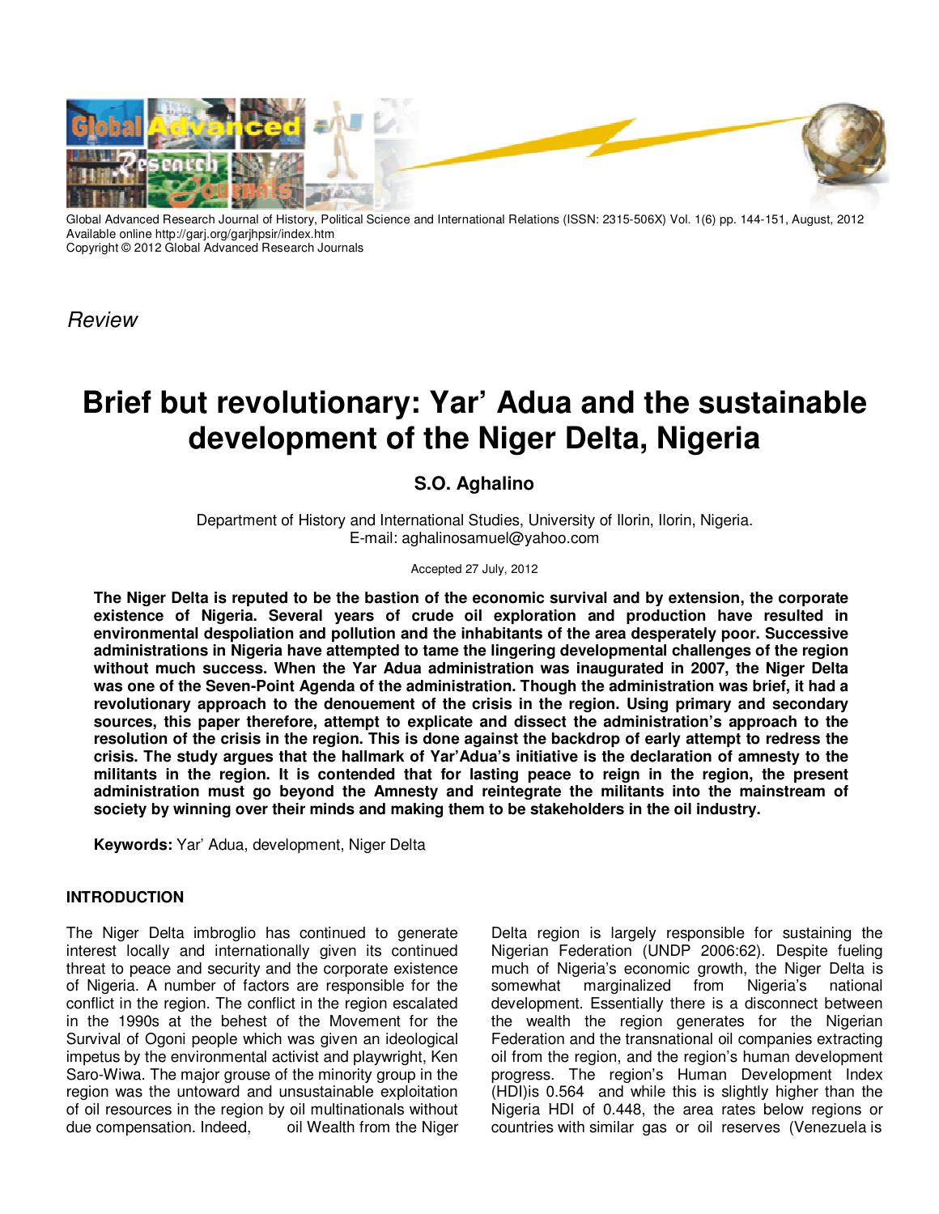*Review*

# Brief but revolutionary: Yar' Adua and the sustainable development of the Niger Delta, Nigeria

**S.O. Aghalino**

Department of History and International Studies, University of Ilorin, Ilorin, Nigeria.
E-mail: aghalinosamuel@yahoo.com

Accepted 27 July, 2012

**The Niger Delta is reputed to be the bastion of the economic survival and by extension, the corporate existence of Nigeria. Several years of crude oil exploration and production have resulted in environmental despoliation and pollution and the inhabitants of the area desperately poor. Successive administrations in Nigeria have attempted to tame the lingering developmental challenges of the region without much success. When the Yar Adua administration was inaugurated in 2007, the Niger Delta was one of the Seven-Point Agenda of the administration. Though the administration was brief, it had a revolutionary approach to the denouement of the crisis in the region. Using primary and secondary sources, this paper therefore, attempt to explicate and dissect the administration's approach to the resolution of the crisis in the region. This is done against the backdrop of early attempt to redress the crisis. The study argues that the hallmark of Yar'Adua's initiative is the declaration of amnesty to the militants in the region. It is contended that for lasting peace to reign in the region, the present administration must go beyond the Amnesty and reintegrate the militants into the mainstream of society by winning over their minds and making them to be stakeholders in the oil industry.**

**Keywords:** Yar' Adua, development, Niger Delta

## INTRODUCTION

The Niger Delta imbroglio has continued to generate interest locally and internationally given its continued threat to peace and security and the corporate existence of Nigeria. A number of factors are responsible for the conflict in the region. The conflict in the region escalated in the 1990s at the behest of the Movement for the Survival of Ogoni people which was given an ideological impetus by the environmental activist and playwright, Ken Saro-Wiwa. The major grouse of the minority group in the region was the untoward and unsustainable exploitation of oil resources in the region by oil multinationals without due compensation. Indeed, oil Wealth from the Niger Delta region is largely responsible for sustaining the Nigerian Federation (UNDP 2006:62). Despite fueling much of Nigeria's economic growth, the Niger Delta is somewhat marginalized from Nigeria's national development. Essentially there is a disconnect between the wealth the region generates for the Nigerian Federation and the transnational oil companies extracting oil from the region, and the region's human development progress. The region's Human Development Index (HDI)is 0.564 and while this is slightly higher than the Nigeria HDI of 0.448, the area rates below regions or countries with similar gas or oil reserves (Venezuela is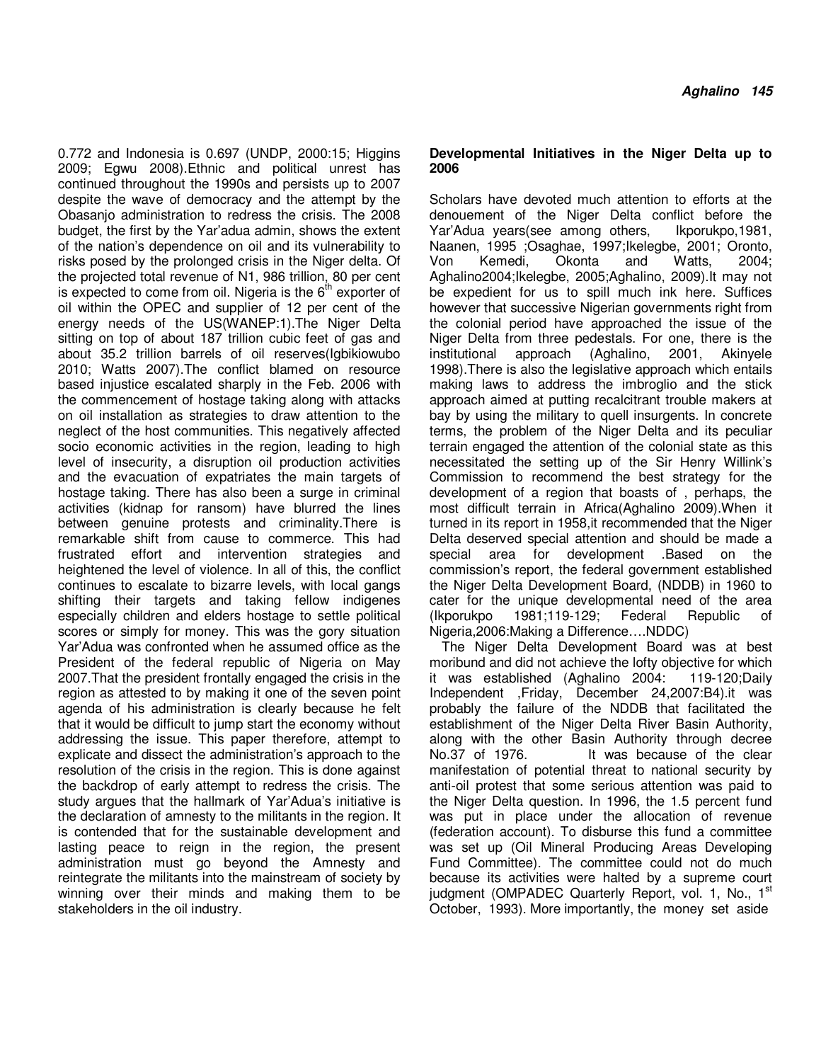0.772 and Indonesia is 0.697 (UNDP, 2000:15; Higgins 2009; Egwu 2008).Ethnic and political unrest has continued throughout the 1990s and persists up to 2007 despite the wave of democracy and the attempt by the Obasanjo administration to redress the crisis. The 2008 budget, the first by the Yar'adua admin, shows the extent of the nation's dependence on oil and its vulnerability to risks posed by the prolonged crisis in the Niger delta. Of the projected total revenue of N1, 986 trillion, 80 per cent is expected to come from oil. Nigeria is the 6th exporter of oil within the OPEC and supplier of 12 per cent of the energy needs of the US(WANEP:1).The Niger Delta sitting on top of about 187 trillion cubic feet of gas and about 35.2 trillion barrels of oil reserves(Igbikiowubo 2010; Watts 2007).The conflict blamed on resource based injustice escalated sharply in the Feb. 2006 with the commencement of hostage taking along with attacks on oil installation as strategies to draw attention to the neglect of the host communities. This negatively affected socio economic activities in the region, leading to high level of insecurity, a disruption oil production activities and the evacuation of expatriates the main targets of hostage taking. There has also been a surge in criminal activities (kidnap for ransom) have blurred the lines between genuine protests and criminality.There is remarkable shift from cause to commerce. This had frustrated effort and intervention strategies and heightened the level of violence. In all of this, the conflict continues to escalate to bizarre levels, with local gangs shifting their targets and taking fellow indigenes especially children and elders hostage to settle political scores or simply for money. This was the gory situation Yar'Adua was confronted when he assumed office as the President of the federal republic of Nigeria on May 2007.That the president frontally engaged the crisis in the region as attested to by making it one of the seven point agenda of his administration is clearly because he felt that it would be difficult to jump start the economy without addressing the issue. This paper therefore, attempt to explicate and dissect the administration's approach to the resolution of the crisis in the region. This is done against the backdrop of early attempt to redress the crisis. The study argues that the hallmark of Yar'Adua's initiative is the declaration of amnesty to the militants in the region. It is contended that for the sustainable development and lasting peace to reign in the region, the present administration must go beyond the Amnesty and reintegrate the militants into the mainstream of society by winning over their minds and making them to be stakeholders in the oil industry.

## Developmental Initiatives in the Niger Delta up to 2006

Scholars have devoted much attention to efforts at the denouement of the Niger Delta conflict before the Yar'Adua years(see among others, Ikporukpo,1981, Naanen, 1995 ;Osaghae, 1997;Ikelegbe, 2001; Oronto, Von Kemedi, Okonta and Watts, 2004; Aghalino2004;Ikelegbe, 2005;Aghalino, 2009).It may not be expedient for us to spill much ink here. Suffices however that successive Nigerian governments right from the colonial period have approached the issue of the Niger Delta from three pedestals. For one, there is the institutional approach (Aghalino, 2001, Akinyele 1998).There is also the legislative approach which entails making laws to address the imbroglio and the stick approach aimed at putting recalcitrant trouble makers at bay by using the military to quell insurgents. In concrete terms, the problem of the Niger Delta and its peculiar terrain engaged the attention of the colonial state as this necessitated the setting up of the Sir Henry Willink's Commission to recommend the best strategy for the development of a region that boasts of , perhaps, the most difficult terrain in Africa(Aghalino 2009).When it turned in its report in 1958,it recommended that the Niger Delta deserved special attention and should be made a special area for development .Based on the commission's report, the federal government established the Niger Delta Development Board, (NDDB) in 1960 to cater for the unique developmental need of the area (Ikporukpo 1981;119-129; Federal Republic of Nigeria,2006:Making a Difference….NDDC)

The Niger Delta Development Board was at best moribund and did not achieve the lofty objective for which it was established (Aghalino 2004: 119-120;Daily Independent ,Friday, December 24,2007:B4).it was probably the failure of the NDDB that facilitated the establishment of the Niger Delta River Basin Authority, along with the other Basin Authority through decree No.37 of 1976. It was because of the clear manifestation of potential threat to national security by anti-oil protest that some serious attention was paid to the Niger Delta question. In 1996, the 1.5 percent fund was put in place under the allocation of revenue (federation account). To disburse this fund a committee was set up (Oil Mineral Producing Areas Developing Fund Committee). The committee could not do much because its activities were halted by a supreme court judgment (OMPADEC Quarterly Report, vol. 1, No., 1st October, 1993). More importantly, the money set aside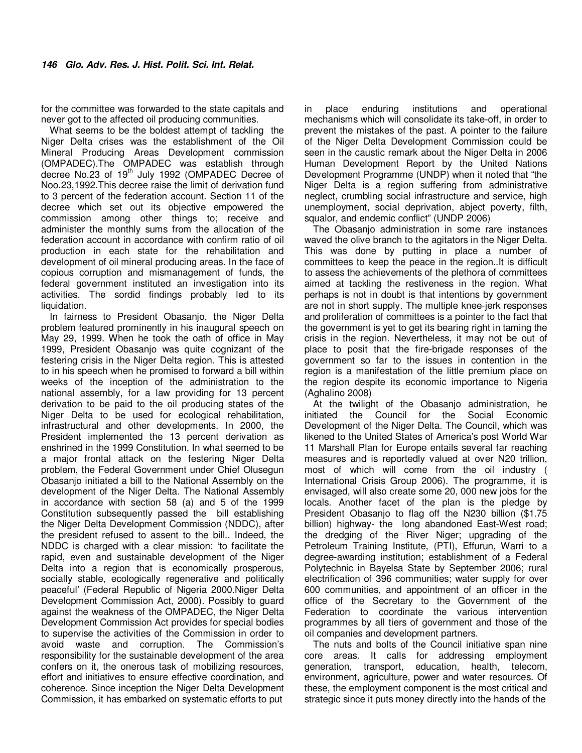for the committee was forwarded to the state capitals and never got to the affected oil producing communities.

What seems to be the boldest attempt of tackling the Niger Delta crises was the establishment of the Oil Mineral Producing Areas Development commission (OMPADEC).The OMPADEC was establish through decree No.23 of 19th July 1992 (OMPADEC Decree of Noo.23,1992.This decree raise the limit of derivation fund to 3 percent of the federation account. Section 11 of the decree which set out its objective empowered the commission among other things to; receive and administer the monthly sums from the allocation of the federation account in accordance with confirm ratio of oil production in each state for the rehabilitation and development of oil mineral producing areas. In the face of copious corruption and mismanagement of funds, the federal government instituted an investigation into its activities. The sordid findings probably led to its liquidation.

In fairness to President Obasanjo, the Niger Delta problem featured prominently in his inaugural speech on May 29, 1999. When he took the oath of office in May 1999, President Obasanjo was quite cognizant of the festering crisis in the Niger Delta region. This is attested to in his speech when he promised to forward a bill within weeks of the inception of the administration to the national assembly, for a law providing for 13 percent derivation to be paid to the oil producing states of the Niger Delta to be used for ecological rehabilitation, infrastructural and other developments. In 2000, the President implemented the 13 percent derivation as enshrined in the 1999 Constitution. In what seemed to be a major frontal attack on the festering Niger Delta problem, the Federal Government under Chief Olusegun Obasanjo initiated a bill to the National Assembly on the development of the Niger Delta. The National Assembly in accordance with section 58 (a) and 5 of the 1999 Constitution subsequently passed the bill establishing the Niger Delta Development Commission (NDDC), after the president refused to assent to the bill.. Indeed, the NDDC is charged with a clear mission: 'to facilitate the rapid, even and sustainable development of the Niger Delta into a region that is economically prosperous, socially stable, ecologically regenerative and politically peaceful' (Federal Republic of Nigeria 2000.Niger Delta Development Commission Act, 2000). Possibly to guard against the weakness of the OMPADEC, the Niger Delta Development Commission Act provides for special bodies to supervise the activities of the Commission in order to avoid waste and corruption. The Commission's responsibility for the sustainable development of the area confers on it, the onerous task of mobilizing resources, effort and initiatives to ensure effective coordination, and coherence. Since inception the Niger Delta Development Commission, it has embarked on systematic efforts to put in place enduring institutions and operational mechanisms which will consolidate its take-off, in order to prevent the mistakes of the past. A pointer to the failure of the Niger Delta Development Commission could be seen in the caustic remark about the Niger Delta in 2006 Human Development Report by the United Nations Development Programme (UNDP) when it noted that "the Niger Delta is a region suffering from administrative neglect, crumbling social infrastructure and service, high unemployment, social deprivation, abject poverty, filth, squalor, and endemic conflict" (UNDP 2006)

The Obasanjo administration in some rare instances waved the olive branch to the agitators in the Niger Delta. This was done by putting in place a number of committees to keep the peace in the region..It is difficult to assess the achievements of the plethora of committees aimed at tackling the restiveness in the region. What perhaps is not in doubt is that intentions by government are not in short supply. The multiple knee-jerk responses and proliferation of committees is a pointer to the fact that the government is yet to get its bearing right in taming the crisis in the region. Nevertheless, it may not be out of place to posit that the fire-brigade responses of the government so far to the issues in contention in the region is a manifestation of the little premium place on the region despite its economic importance to Nigeria (Aghalino 2008)

At the twilight of the Obasanjo administration, he initiated the Council for the Social Economic Development of the Niger Delta. The Council, which was likened to the United States of America's post World War 11 Marshall Plan for Europe entails several far reaching measures and is reportedly valued at over N20 trillion, most of which will come from the oil industry ( International Crisis Group 2006). The programme, it is envisaged, will also create some 20, 000 new jobs for the locals. Another facet of the plan is the pledge by President Obasanjo to flag off the N230 billion ($1.75 billion) highway- the long abandoned East-West road; the dredging of the River Niger; upgrading of the Petroleum Training Institute, (PTI), Effurun, Warri to a degree-awarding institution; establishment of a Federal Polytechnic in Bayelsa State by September 2006; rural electrification of 396 communities; water supply for over 600 communities, and appointment of an officer in the office of the Secretary to the Government of the Federation to coordinate the various intervention programmes by all tiers of government and those of the oil companies and development partners.

The nuts and bolts of the Council initiative span nine core areas. It calls for addressing employment generation, transport, education, health, telecom, environment, agriculture, power and water resources. Of these, the employment component is the most critical and strategic since it puts money directly into the hands of the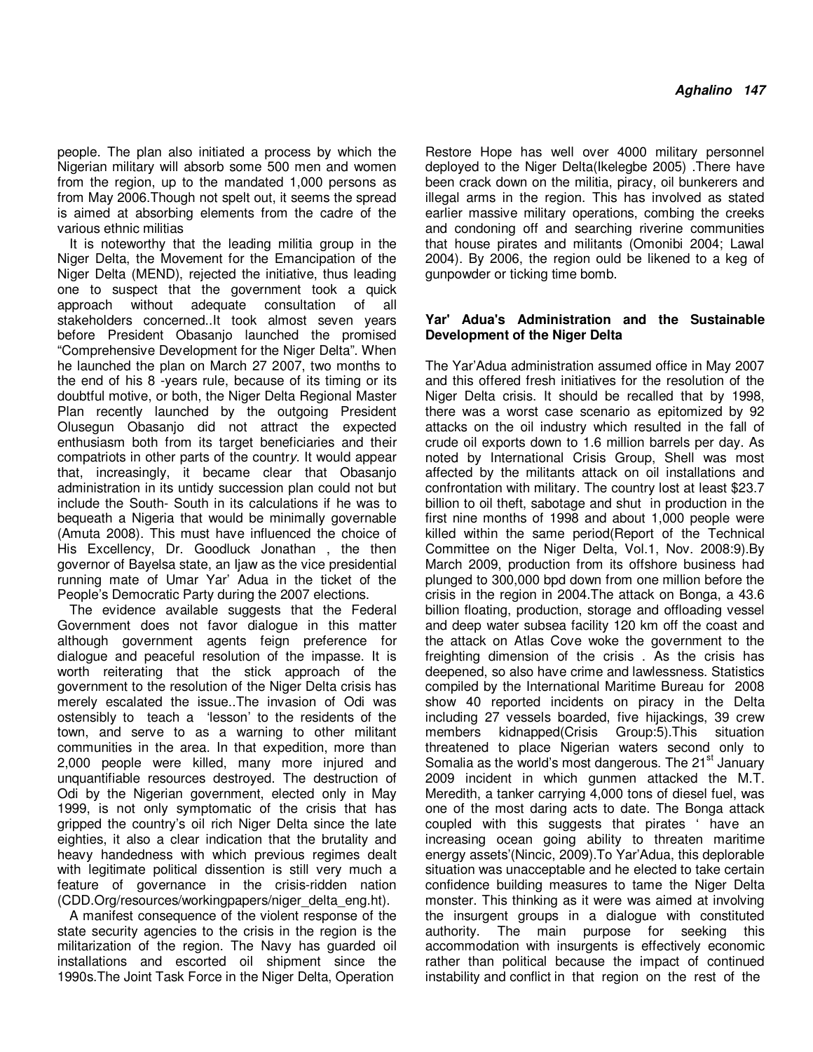people. The plan also initiated a process by which the Nigerian military will absorb some 500 men and women from the region, up to the mandated 1,000 persons as from May 2006.Though not spelt out, it seems the spread is aimed at absorbing elements from the cadre of the various ethnic militias

It is noteworthy that the leading militia group in the Niger Delta, the Movement for the Emancipation of the Niger Delta (MEND), rejected the initiative, thus leading one to suspect that the government took a quick approach without adequate consultation of all stakeholders concerned..It took almost seven years before President Obasanjo launched the promised "Comprehensive Development for the Niger Delta". When he launched the plan on March 27 2007, two months to the end of his 8 -years rule, because of its timing or its doubtful motive, or both, the Niger Delta Regional Master Plan recently launched by the outgoing President Olusegun Obasanjo did not attract the expected enthusiasm both from its target beneficiaries and their compatriots in other parts of the country. It would appear that, increasingly, it became clear that Obasanjo administration in its untidy succession plan could not but include the South- South in its calculations if he was to bequeath a Nigeria that would be minimally governable (Amuta 2008). This must have influenced the choice of His Excellency, Dr. Goodluck Jonathan , the then governor of Bayelsa state, an Ijaw as the vice presidential running mate of Umar Yar' Adua in the ticket of the People's Democratic Party during the 2007 elections.

The evidence available suggests that the Federal Government does not favor dialogue in this matter although government agents feign preference for dialogue and peaceful resolution of the impasse. It is worth reiterating that the stick approach of the government to the resolution of the Niger Delta crisis has merely escalated the issue..The invasion of Odi was ostensibly to teach a 'lesson' to the residents of the town, and serve to as a warning to other militant communities in the area. In that expedition, more than 2,000 people were killed, many more injured and unquantifiable resources destroyed. The destruction of Odi by the Nigerian government, elected only in May 1999, is not only symptomatic of the crisis that has gripped the country's oil rich Niger Delta since the late eighties, it also a clear indication that the brutality and heavy handedness with which previous regimes dealt with legitimate political dissention is still very much a feature of governance in the crisis-ridden nation (CDD.Org/resources/workingpapers/niger_delta_eng.ht).

A manifest consequence of the violent response of the state security agencies to the crisis in the region is the militarization of the region. The Navy has guarded oil installations and escorted oil shipment since the 1990s.The Joint Task Force in the Niger Delta, Operation Restore Hope has well over 4000 military personnel deployed to the Niger Delta(Ikelegbe 2005) .There have been crack down on the militia, piracy, oil bunkerers and illegal arms in the region. This has involved as stated earlier massive military operations, combing the creeks and condoning off and searching riverine communities that house pirates and militants (Omonibi 2004; Lawal 2004). By 2006, the region ould be likened to a keg of gunpowder or ticking time bomb.

### Yar' Adua's Administration and the Sustainable Development of the Niger Delta

The Yar'Adua administration assumed office in May 2007 and this offered fresh initiatives for the resolution of the Niger Delta crisis. It should be recalled that by 1998, there was a worst case scenario as epitomized by 92 attacks on the oil industry which resulted in the fall of crude oil exports down to 1.6 million barrels per day. As noted by International Crisis Group, Shell was most affected by the militants attack on oil installations and confrontation with military. The country lost at least $23.7 billion to oil theft, sabotage and shut in production in the first nine months of 1998 and about 1,000 people were killed within the same period(Report of the Technical Committee on the Niger Delta, Vol.1, Nov. 2008:9).By March 2009, production from its offshore business had plunged to 300,000 bpd down from one million before the crisis in the region in 2004.The attack on Bonga, a 43.6 billion floating, production, storage and offloading vessel and deep water subsea facility 120 km off the coast and the attack on Atlas Cove woke the government to the freighting dimension of the crisis . As the crisis has deepened, so also have crime and lawlessness. Statistics compiled by the International Maritime Bureau for 2008 show 40 reported incidents on piracy in the Delta including 27 vessels boarded, five hijackings, 39 crew members kidnapped(Crisis Group:5).This situation threatened to place Nigerian waters second only to Somalia as the world's most dangerous. The 21st January 2009 incident in which gunmen attacked the M.T. Meredith, a tanker carrying 4,000 tons of diesel fuel, was one of the most daring acts to date. The Bonga attack coupled with this suggests that pirates ' have an increasing ocean going ability to threaten maritime energy assets'(Nincic, 2009).To Yar'Adua, this deplorable situation was unacceptable and he elected to take certain confidence building measures to tame the Niger Delta monster. This thinking as it were was aimed at involving the insurgent groups in a dialogue with constituted authority. The main purpose for seeking this accommodation with insurgents is effectively economic rather than political because the impact of continued instability and conflict in that region on the rest of the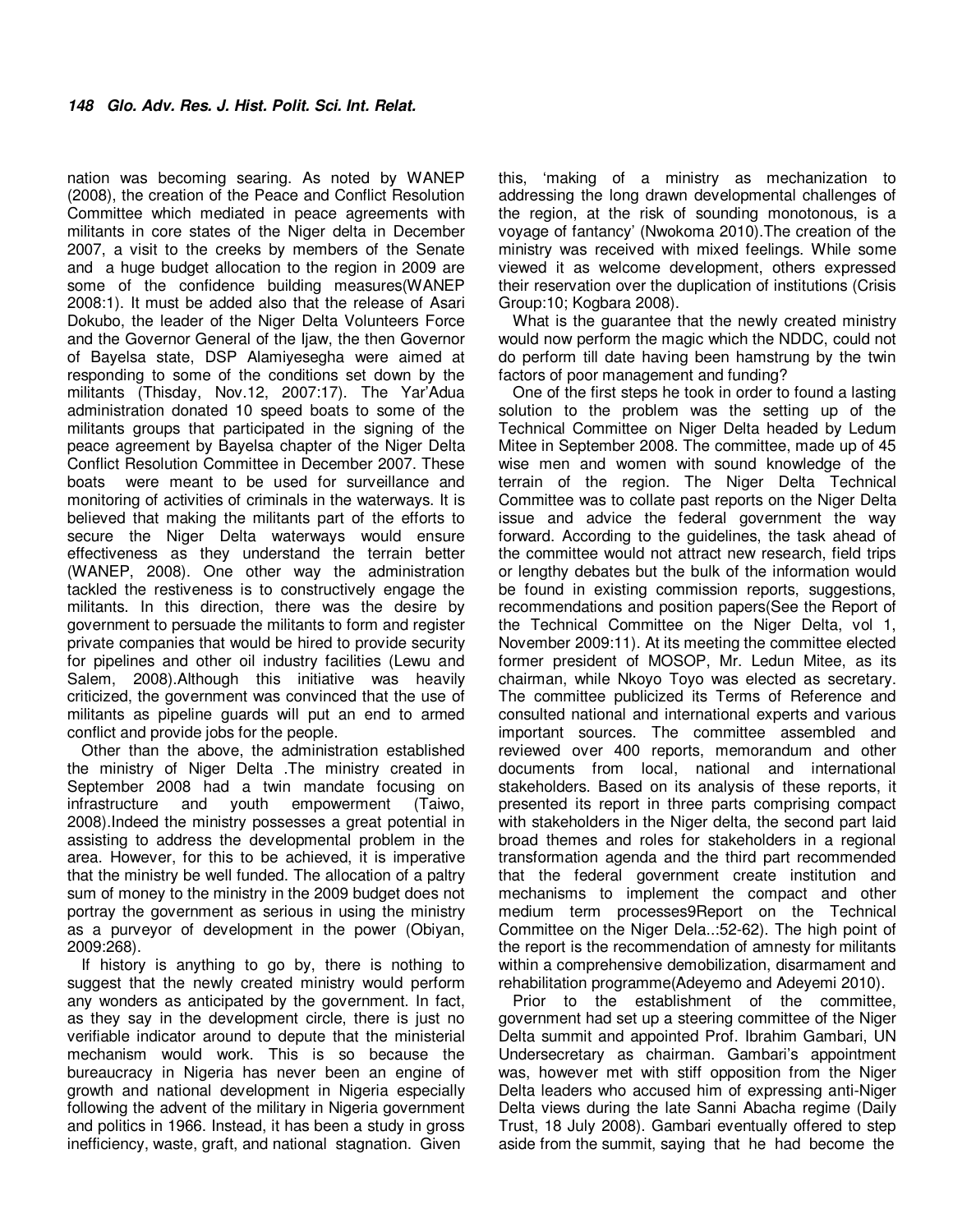nation was becoming searing. As noted by WANEP (2008), the creation of the Peace and Conflict Resolution Committee which mediated in peace agreements with militants in core states of the Niger delta in December 2007, a visit to the creeks by members of the Senate and a huge budget allocation to the region in 2009 are some of the confidence building measures(WANEP 2008:1). It must be added also that the release of Asari Dokubo, the leader of the Niger Delta Volunteers Force and the Governor General of the Ijaw, the then Governor of Bayelsa state, DSP Alamiyesegha were aimed at responding to some of the conditions set down by the militants (Thisday, Nov.12, 2007:17). The Yar'Adua administration donated 10 speed boats to some of the militants groups that participated in the signing of the peace agreement by Bayelsa chapter of the Niger Delta Conflict Resolution Committee in December 2007. These boats were meant to be used for surveillance and monitoring of activities of criminals in the waterways. It is believed that making the militants part of the efforts to secure the Niger Delta waterways would ensure effectiveness as they understand the terrain better (WANEP, 2008). One other way the administration tackled the restiveness is to constructively engage the militants. In this direction, there was the desire by government to persuade the militants to form and register private companies that would be hired to provide security for pipelines and other oil industry facilities (Lewu and Salem, 2008).Although this initiative was heavily criticized, the government was convinced that the use of militants as pipeline guards will put an end to armed conflict and provide jobs for the people.

Other than the above, the administration established the ministry of Niger Delta .The ministry created in September 2008 had a twin mandate focusing on infrastructure and youth empowerment (Taiwo, 2008).Indeed the ministry possesses a great potential in assisting to address the developmental problem in the area. However, for this to be achieved, it is imperative that the ministry be well funded. The allocation of a paltry sum of money to the ministry in the 2009 budget does not portray the government as serious in using the ministry as a purveyor of development in the power (Obiyan, 2009:268).

If history is anything to go by, there is nothing to suggest that the newly created ministry would perform any wonders as anticipated by the government. In fact, as they say in the development circle, there is just no verifiable indicator around to depute that the ministerial mechanism would work. This is so because the bureaucracy in Nigeria has never been an engine of growth and national development in Nigeria especially following the advent of the military in Nigeria government and politics in 1966. Instead, it has been a study in gross inefficiency, waste, graft, and national stagnation. Given this, 'making of a ministry as mechanization to addressing the long drawn developmental challenges of the region, at the risk of sounding monotonous, is a voyage of fantancy' (Nwokoma 2010).The creation of the ministry was received with mixed feelings. While some viewed it as welcome development, others expressed their reservation over the duplication of institutions (Crisis Group:10; Kogbara 2008).

What is the guarantee that the newly created ministry would now perform the magic which the NDDC, could not do perform till date having been hamstrung by the twin factors of poor management and funding?

One of the first steps he took in order to found a lasting solution to the problem was the setting up of the Technical Committee on Niger Delta headed by Ledum Mitee in September 2008. The committee, made up of 45 wise men and women with sound knowledge of the terrain of the region. The Niger Delta Technical Committee was to collate past reports on the Niger Delta issue and advice the federal government the way forward. According to the guidelines, the task ahead of the committee would not attract new research, field trips or lengthy debates but the bulk of the information would be found in existing commission reports, suggestions, recommendations and position papers(See the Report of the Technical Committee on the Niger Delta, vol 1, November 2009:11). At its meeting the committee elected former president of MOSOP, Mr. Ledun Mitee, as its chairman, while Nkoyo Toyo was elected as secretary. The committee publicized its Terms of Reference and consulted national and international experts and various important sources. The committee assembled and reviewed over 400 reports, memorandum and other documents from local, national and international stakeholders. Based on its analysis of these reports, it presented its report in three parts comprising compact with stakeholders in the Niger delta, the second part laid broad themes and roles for stakeholders in a regional transformation agenda and the third part recommended that the federal government create institution and mechanisms to implement the compact and other medium term processes9Report on the Technical Committee on the Niger Dela..:52-62). The high point of the report is the recommendation of amnesty for militants within a comprehensive demobilization, disarmament and rehabilitation programme(Adeyemo and Adeyemi 2010).

Prior to the establishment of the committee, government had set up a steering committee of the Niger Delta summit and appointed Prof. Ibrahim Gambari, UN Undersecretary as chairman. Gambari's appointment was, however met with stiff opposition from the Niger Delta leaders who accused him of expressing anti-Niger Delta views during the late Sanni Abacha regime (Daily Trust, 18 July 2008). Gambari eventually offered to step aside from the summit, saying that he had become the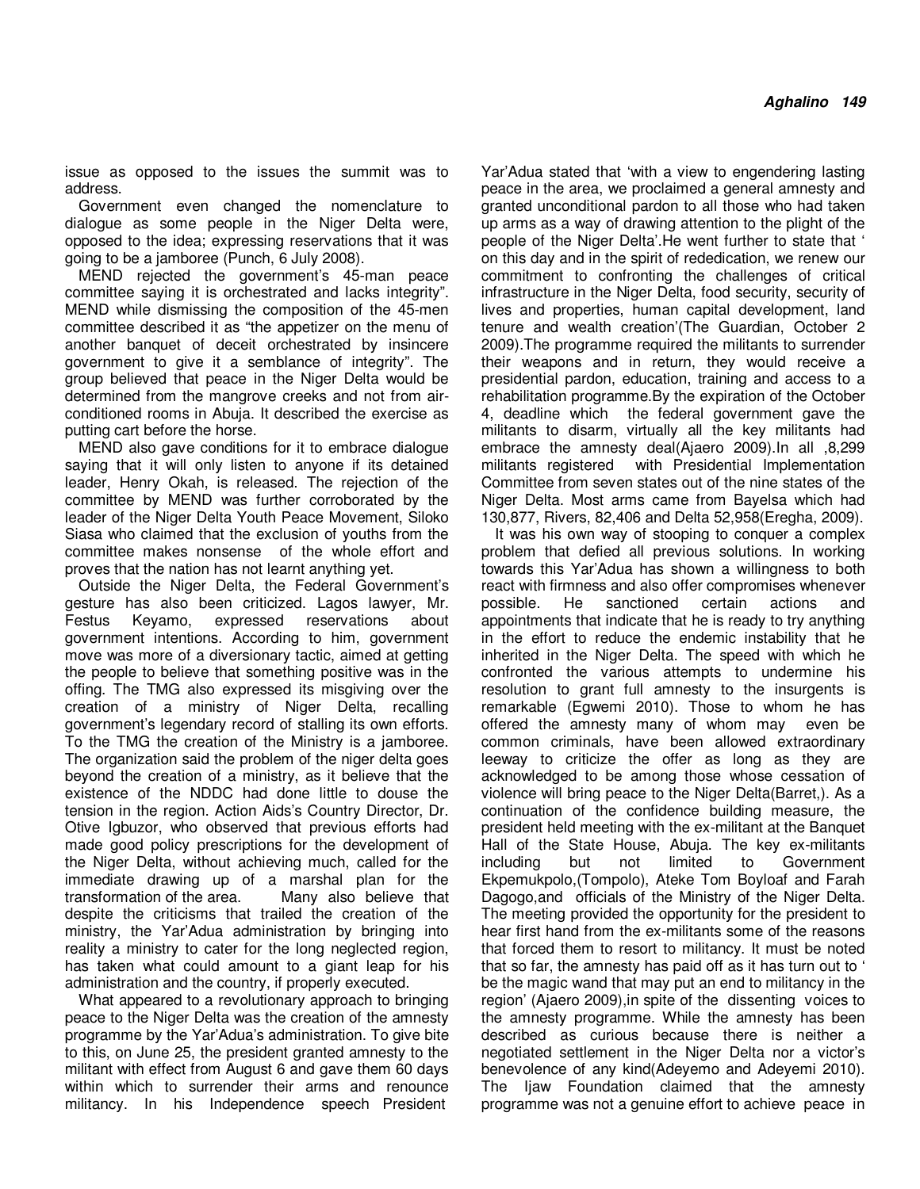issue as opposed to the issues the summit was to address.

Government even changed the nomenclature to dialogue as some people in the Niger Delta were, opposed to the idea; expressing reservations that it was going to be a jamboree (Punch, 6 July 2008).

MEND rejected the government's 45-man peace committee saying it is orchestrated and lacks integrity". MEND while dismissing the composition of the 45-men committee described it as "the appetizer on the menu of another banquet of deceit orchestrated by insincere government to give it a semblance of integrity". The group believed that peace in the Niger Delta would be determined from the mangrove creeks and not from air-conditioned rooms in Abuja. It described the exercise as putting cart before the horse.

MEND also gave conditions for it to embrace dialogue saying that it will only listen to anyone if its detained leader, Henry Okah, is released. The rejection of the committee by MEND was further corroborated by the leader of the Niger Delta Youth Peace Movement, Siloko Siasa who claimed that the exclusion of youths from the committee makes nonsense of the whole effort and proves that the nation has not learnt anything yet.

Outside the Niger Delta, the Federal Government's gesture has also been criticized. Lagos lawyer, Mr. Festus Keyamo, expressed reservations about government intentions. According to him, government move was more of a diversionary tactic, aimed at getting the people to believe that something positive was in the offing. The TMG also expressed its misgiving over the creation of a ministry of Niger Delta, recalling government's legendary record of stalling its own efforts. To the TMG the creation of the Ministry is a jamboree. The organization said the problem of the niger delta goes beyond the creation of a ministry, as it believe that the existence of the NDDC had done little to douse the tension in the region. Action Aids's Country Director, Dr. Otive Igbuzor, who observed that previous efforts had made good policy prescriptions for the development of the Niger Delta, without achieving much, called for the immediate drawing up of a marshal plan for the transformation of the area. Many also believe that despite the criticisms that trailed the creation of the ministry, the Yar'Adua administration by bringing into reality a ministry to cater for the long neglected region, has taken what could amount to a giant leap for his administration and the country, if properly executed.

What appeared to a revolutionary approach to bringing peace to the Niger Delta was the creation of the amnesty programme by the Yar'Adua's administration. To give bite to this, on June 25, the president granted amnesty to the militant with effect from August 6 and gave them 60 days within which to surrender their arms and renounce militancy. In his Independence speech President Yar'Adua stated that 'with a view to engendering lasting peace in the area, we proclaimed a general amnesty and granted unconditional pardon to all those who had taken up arms as a way of drawing attention to the plight of the people of the Niger Delta'.He went further to state that ' on this day and in the spirit of rededication, we renew our commitment to confronting the challenges of critical infrastructure in the Niger Delta, food security, security of lives and properties, human capital development, land tenure and wealth creation'(The Guardian, October 2 2009).The programme required the militants to surrender their weapons and in return, they would receive a presidential pardon, education, training and access to a rehabilitation programme.By the expiration of the October 4, deadline which the federal government gave the militants to disarm, virtually all the key militants had embrace the amnesty deal(Ajaero 2009).In all ,8,299 militants registered with Presidential Implementation Committee from seven states out of the nine states of the Niger Delta. Most arms came from Bayelsa which had 130,877, Rivers, 82,406 and Delta 52,958(Eregha, 2009).

It was his own way of stooping to conquer a complex problem that defied all previous solutions. In working towards this Yar'Adua has shown a willingness to both react with firmness and also offer compromises whenever possible. He sanctioned certain actions and appointments that indicate that he is ready to try anything in the effort to reduce the endemic instability that he inherited in the Niger Delta. The speed with which he confronted the various attempts to undermine his resolution to grant full amnesty to the insurgents is remarkable (Egwemi 2010). Those to whom he has offered the amnesty many of whom may even be common criminals, have been allowed extraordinary leeway to criticize the offer as long as they are acknowledged to be among those whose cessation of violence will bring peace to the Niger Delta(Barret,). As a continuation of the confidence building measure, the president held meeting with the ex-militant at the Banquet Hall of the State House, Abuja. The key ex-militants including but not limited to Government Ekpemukpolo,(Tompolo), Ateke Tom Boyloaf and Farah Dagogo,and officials of the Ministry of the Niger Delta. The meeting provided the opportunity for the president to hear first hand from the ex-militants some of the reasons that forced them to resort to militancy. It must be noted that so far, the amnesty has paid off as it has turn out to ' be the magic wand that may put an end to militancy in the region' (Ajaero 2009),in spite of the dissenting voices to the amnesty programme. While the amnesty has been described as curious because there is neither a negotiated settlement in the Niger Delta nor a victor's benevolence of any kind(Adeyemo and Adeyemi 2010). The Ijaw Foundation claimed that the amnesty programme was not a genuine effort to achieve peace in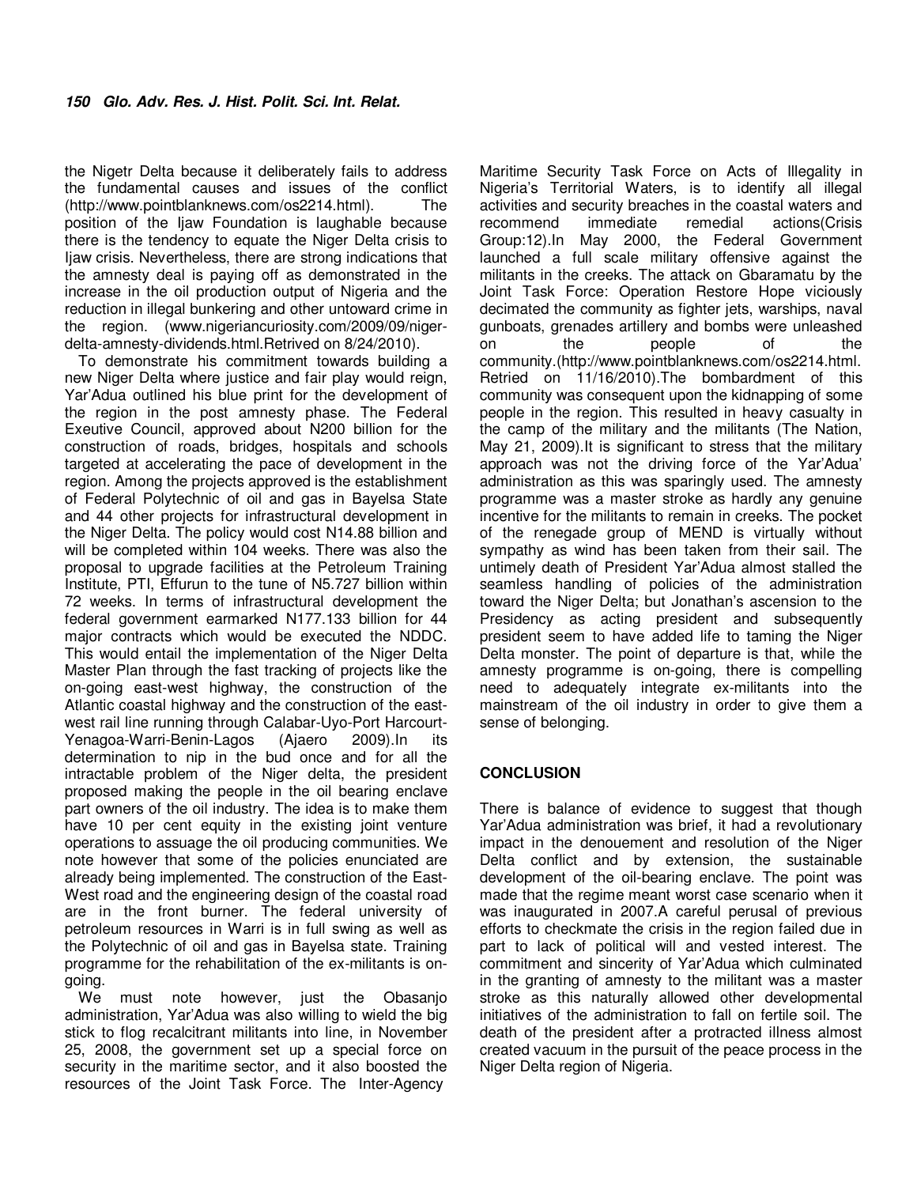the Nigetr Delta because it deliberately fails to address the fundamental causes and issues of the conflict (http://www.pointblanknews.com/os2214.html). The position of the Ijaw Foundation is laughable because there is the tendency to equate the Niger Delta crisis to Ijaw crisis. Nevertheless, there are strong indications that the amnesty deal is paying off as demonstrated in the increase in the oil production output of Nigeria and the reduction in illegal bunkering and other untoward crime in the region. (www.nigeriancuriosity.com/2009/09/niger-delta-amnesty-dividends.html.Retrived on 8/24/2010).

To demonstrate his commitment towards building a new Niger Delta where justice and fair play would reign, Yar'Adua outlined his blue print for the development of the region in the post amnesty phase. The Federal Exeutive Council, approved about N200 billion for the construction of roads, bridges, hospitals and schools targeted at accelerating the pace of development in the region. Among the projects approved is the establishment of Federal Polytechnic of oil and gas in Bayelsa State and 44 other projects for infrastructural development in the Niger Delta. The policy would cost N14.88 billion and will be completed within 104 weeks. There was also the proposal to upgrade facilities at the Petroleum Training Institute, PTI, Effurun to the tune of N5.727 billion within 72 weeks. In terms of infrastructural development the federal government earmarked N177.133 billion for 44 major contracts which would be executed the NDDC. This would entail the implementation of the Niger Delta Master Plan through the fast tracking of projects like the on-going east-west highway, the construction of the Atlantic coastal highway and the construction of the east-west rail line running through Calabar-Uyo-Port Harcourt-Yenagoa-Warri-Benin-Lagos (Ajaero 2009).In its determination to nip in the bud once and for all the intractable problem of the Niger delta, the president proposed making the people in the oil bearing enclave part owners of the oil industry. The idea is to make them have 10 per cent equity in the existing joint venture operations to assuage the oil producing communities. We note however that some of the policies enunciated are already being implemented. The construction of the East-West road and the engineering design of the coastal road are in the front burner. The federal university of petroleum resources in Warri is in full swing as well as the Polytechnic of oil and gas in Bayelsa state. Training programme for the rehabilitation of the ex-militants is on-going.

We must note however, just the Obasanjo administration, Yar'Adua was also willing to wield the big stick to flog recalcitrant militants into line, in November 25, 2008, the government set up a special force on security in the maritime sector, and it also boosted the resources of the Joint Task Force. The Inter-Agency Maritime Security Task Force on Acts of Illegality in Nigeria's Territorial Waters, is to identify all illegal activities and security breaches in the coastal waters and recommend immediate remedial actions(Crisis Group:12).In May 2000, the Federal Government launched a full scale military offensive against the militants in the creeks. The attack on Gbaramatu by the Joint Task Force: Operation Restore Hope viciously decimated the community as fighter jets, warships, naval gunboats, grenades artillery and bombs were unleashed on the people of the community.(http://www.pointblanknews.com/os2214.html. Retried on 11/16/2010).The bombardment of this community was consequent upon the kidnapping of some people in the region. This resulted in heavy casualty in the camp of the military and the militants (The Nation, May 21, 2009).It is significant to stress that the military approach was not the driving force of the Yar'Adua' administration as this was sparingly used. The amnesty programme was a master stroke as hardly any genuine incentive for the militants to remain in creeks. The pocket of the renegade group of MEND is virtually without sympathy as wind has been taken from their sail. The untimely death of President Yar'Adua almost stalled the seamless handling of policies of the administration toward the Niger Delta; but Jonathan's ascension to the Presidency as acting president and subsequently president seem to have added life to taming the Niger Delta monster. The point of departure is that, while the amnesty programme is on-going, there is compelling need to adequately integrate ex-militants into the mainstream of the oil industry in order to give them a sense of belonging.

## CONCLUSION

There is balance of evidence to suggest that though Yar'Adua administration was brief, it had a revolutionary impact in the denouement and resolution of the Niger Delta conflict and by extension, the sustainable development of the oil-bearing enclave. The point was made that the regime meant worst case scenario when it was inaugurated in 2007.A careful perusal of previous efforts to checkmate the crisis in the region failed due in part to lack of political will and vested interest. The commitment and sincerity of Yar'Adua which culminated in the granting of amnesty to the militant was a master stroke as this naturally allowed other developmental initiatives of the administration to fall on fertile soil. The death of the president after a protracted illness almost created vacuum in the pursuit of the peace process in the Niger Delta region of Nigeria.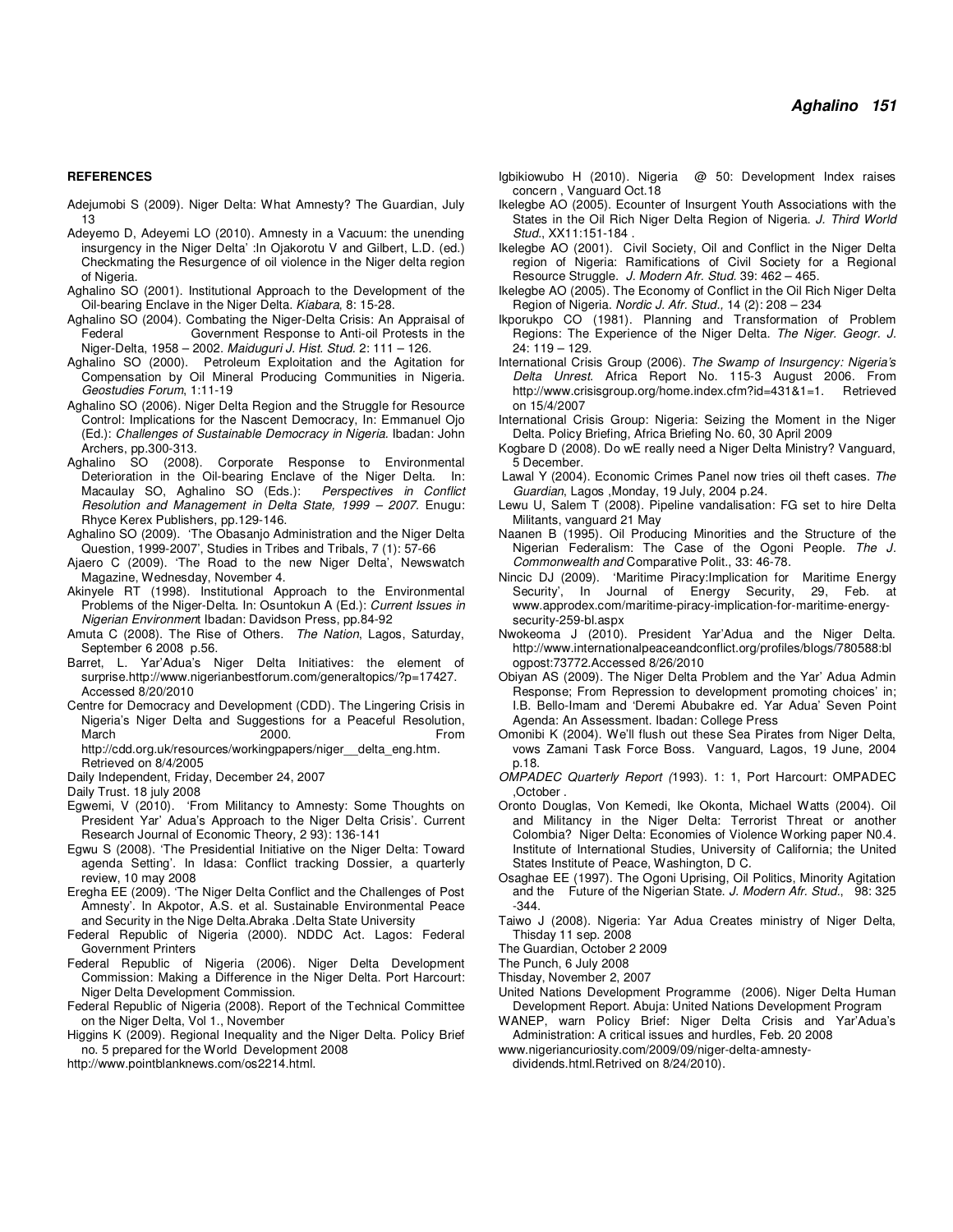## REFERENCES

Adejumobi S (2009). Niger Delta: What Amnesty? The Guardian, July 13

Adeyemo D, Adeyemi LO (2010). Amnesty in a Vacuum: the unending insurgency in the Niger Delta' :In Ojakorotu V and Gilbert, L.D. (ed.) Checkmating the Resurgence of oil violence in the Niger delta region of Nigeria.

Aghalino SO (2001). Institutional Approach to the Development of the Oil-bearing Enclave in the Niger Delta. *Kiabara*, 8: 15-28.

Aghalino SO (2004). Combating the Niger-Delta Crisis: An Appraisal of Federal Government Response to Anti-oil Protests in the Niger-Delta, 1958 – 2002. *Maiduguri J. Hist. Stud.* 2: 111 – 126.

Aghalino SO (2000). Petroleum Exploitation and the Agitation for Compensation by Oil Mineral Producing Communities in Nigeria. *Geostudies Forum*, 1:11-19

Aghalino SO (2006). Niger Delta Region and the Struggle for Resource Control: Implications for the Nascent Democracy, In: Emmanuel Ojo (Ed.): *Challenges of Sustainable Democracy in Nigeria*. Ibadan: John Archers, pp.300-313.

Aghalino SO (2008). Corporate Response to Environmental Deterioration in the Oil-bearing Enclave of the Niger Delta. In: Macaulay SO, Aghalino SO (Eds.): *Perspectives in Conflict Resolution and Management in Delta State, 1999 – 2007*. Enugu: Rhyce Kerex Publishers, pp.129-146.

Aghalino SO (2009). 'The Obasanjo Administration and the Niger Delta Question, 1999-2007', Studies in Tribes and Tribals, 7 (1): 57-66

Ajaero C (2009). 'The Road to the new Niger Delta', Newswatch Magazine, Wednesday, November 4.

Akinyele RT (1998). Institutional Approach to the Environmental Problems of the Niger-Delta. In: Osuntokun A (Ed.): *Current Issues in Nigerian Environment* Ibadan: Davidson Press, pp.84-92

Amuta C (2008). The Rise of Others. *The Nation*, Lagos, Saturday, September 6 2008 p.56.

Barret, L. Yar'Adua's Niger Delta Initiatives: the element of surprise.http://www.nigerianbestforum.com/generaltopics/?p=17427. Accessed 8/20/2010

Centre for Democracy and Development (CDD). The Lingering Crisis in Nigeria's Niger Delta and Suggestions for a Peaceful Resolution, March 2000. From http://cdd.org.uk/resources/workingpapers/niger__delta_eng.htm. Retrieved on 8/4/2005

Daily Independent, Friday, December 24, 2007

Daily Trust. 18 july 2008

Egwemi, V (2010). 'From Militancy to Amnesty: Some Thoughts on President Yar' Adua's Approach to the Niger Delta Crisis'. Current Research Journal of Economic Theory, 2 93): 136-141

Egwu S (2008). 'The Presidential Initiative on the Niger Delta: Toward agenda Setting'. In Idasa: Conflict tracking Dossier, a quarterly review, 10 may 2008

Eregha EE (2009). 'The Niger Delta Conflict and the Challenges of Post Amnesty'. In Akpotor, A.S. et al. Sustainable Environmental Peace and Security in the Nige Delta.Abraka .Delta State University

Federal Republic of Nigeria (2000). NDDC Act. Lagos: Federal Government Printers

Federal Republic of Nigeria (2006). Niger Delta Development Commission: Making a Difference in the Niger Delta. Port Harcourt: Niger Delta Development Commission.

Federal Republic of Nigeria (2008). Report of the Technical Committee on the Niger Delta, Vol 1., November

Higgins K (2009). Regional Inequality and the Niger Delta. Policy Brief no. 5 prepared for the World Development 2008

http://www.pointblanknews.com/os2214.html.

Igbikiowubo H (2010). Nigeria @ 50: Development Index raises concern , Vanguard Oct.18

Ikelegbe AO (2005). Ecounter of Insurgent Youth Associations with the States in the Oil Rich Niger Delta Region of Nigeria. *J. Third World Stud.*, XX11:151-184 .

Ikelegbe AO (2001). Civil Society, Oil and Conflict in the Niger Delta region of Nigeria: Ramifications of Civil Society for a Regional Resource Struggle. *J. Modern Afr. Stud.* 39: 462 – 465.

Ikelegbe AO (2005). The Economy of Conflict in the Oil Rich Niger Delta Region of Nigeria. *Nordic J. Afr. Stud.,* 14 (2): 208 – 234

Ikporukpo CO (1981). Planning and Transformation of Problem Regions: The Experience of the Niger Delta. *The Niger. Geogr. J.* 24: 119 – 129.

International Crisis Group (2006). *The Swamp of Insurgency: Nigeria's Delta Unrest*. Africa Report No. 115-3 August 2006. From http://www.crisisgroup.org/home.index.cfm?id=431&1=1. Retrieved on 15/4/2007

International Crisis Group: Nigeria: Seizing the Moment in the Niger Delta. Policy Briefing, Africa Briefing No. 60, 30 April 2009

Kogbare D (2008). Do wE really need a Niger Delta Ministry? Vanguard, 5 December.

Lawal Y (2004). Economic Crimes Panel now tries oil theft cases. *The Guardian*, Lagos ,Monday, 19 July, 2004 p.24.

Lewu U, Salem T (2008). Pipeline vandalisation: FG set to hire Delta Militants, vanguard 21 May

Naanen B (1995). Oil Producing Minorities and the Structure of the Nigerian Federalism: The Case of the Ogoni People. *The J. Commonwealth and* Comparative Polit., 33: 46-78.

Nincic DJ (2009). 'Maritime Piracy:Implication for Maritime Energy Security', In Journal of Energy Security, 29, Feb. at www.approdex.com/maritime-piracy-implication-for-maritime-energy-security-259-bl.aspx

Nwokeoma J (2010). President Yar'Adua and the Niger Delta. http://www.internationalpeaceandconflict.org/profiles/blogs/780588:blogpost:73772.Accessed 8/26/2010

Obiyan AS (2009). The Niger Delta Problem and the Yar' Adua Admin Response; From Repression to development promoting choices' in; I.B. Bello-Imam and 'Deremi Abubakre ed. Yar Adua' Seven Point Agenda: An Assessment. Ibadan: College Press

Omonibi K (2004). We'll flush out these Sea Pirates from Niger Delta, vows Zamani Task Force Boss. Vanguard, Lagos, 19 June, 2004 p.18.

*OMPADEC Quarterly Report (*1993). 1: 1, Port Harcourt: OMPADEC ,October .

Oronto Douglas, Von Kemedi, Ike Okonta, Michael Watts (2004). Oil and Militancy in the Niger Delta: Terrorist Threat or another Colombia? Niger Delta: Economies of Violence Working paper N0.4. Institute of International Studies, University of California; the United States Institute of Peace, Washington, D C.

Osaghae EE (1997). The Ogoni Uprising, Oil Politics, Minority Agitation and the Future of the Nigerian State. *J. Modern Afr. Stud.*, 98: 325 -344.

Taiwo J (2008). Nigeria: Yar Adua Creates ministry of Niger Delta, Thisday 11 sep. 2008

The Guardian, October 2 2009

The Punch, 6 July 2008

Thisday, November 2, 2007

United Nations Development Programme (2006). Niger Delta Human Development Report. Abuja: United Nations Development Program

WANEP, warn Policy Brief: Niger Delta Crisis and Yar'Adua's Administration: A critical issues and hurdles, Feb. 20 2008

www.nigeriancuriosity.com/2009/09/niger-delta-amnesty-dividends.html.Retrived on 8/24/2010).